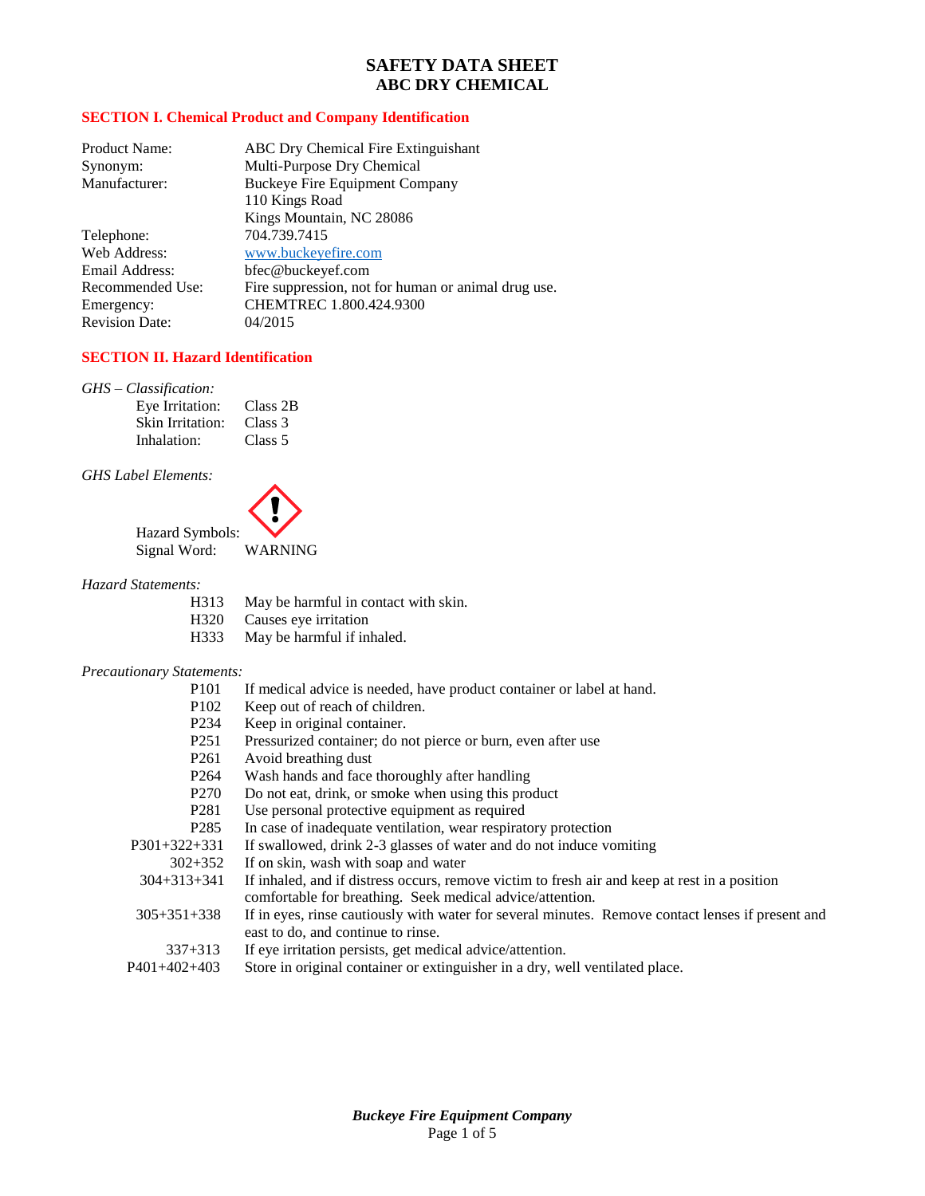# SAFETY DATA SHEET
# ABC DRY CHEMICAL

## SECTION I. Chemical Product and Company Identification

| | |
|---|---|
| Product Name: | ABC Dry Chemical Fire Extinguishant |
| Synonym: | Multi-Purpose Dry Chemical |
| Manufacturer: | Buckeye Fire Equipment Company<br>110 Kings Road<br>Kings Mountain, NC 28086 |
| Telephone: | 704.739.7415 |
| Web Address: | www.buckeyefire.com |
| Email Address: | bfec@buckeyef.com |
| Recommended Use: | Fire suppression, not for human or animal drug use. |
| Emergency: | CHEMTREC 1.800.424.9300 |
| Revision Date: | 04/2015 |

## SECTION II. Hazard Identification

*GHS – Classification:*

| | |
|---|---|
| Eye Irritation: | Class 2B |
| Skin Irritation: | Class 3 |
| Inhalation: | Class 5 |

*GHS Label Elements:*

Hazard Symbols:

Signal Word: WARNING

*Hazard Statements:*

| | |
|---|---|
| H313 | May be harmful in contact with skin. |
| H320 | Causes eye irritation |
| H333 | May be harmful if inhaled. |

*Precautionary Statements:*

| | |
|---|---|
| P101 | If medical advice is needed, have product container or label at hand. |
| P102 | Keep out of reach of children. |
| P234 | Keep in original container. |
| P251 | Pressurized container; do not pierce or burn, even after use |
| P261 | Avoid breathing dust |
| P264 | Wash hands and face thoroughly after handling |
| P270 | Do not eat, drink, or smoke when using this product |
| P281 | Use personal protective equipment as required |
| P285 | In case of inadequate ventilation, wear respiratory protection |
| P301+322+331 | If swallowed, drink 2-3 glasses of water and do not induce vomiting |
| 302+352 | If on skin, wash with soap and water |
| 304+313+341 | If inhaled, and if distress occurs, remove victim to fresh air and keep at rest in a position comfortable for breathing. Seek medical advice/attention. |
| 305+351+338 | If in eyes, rinse cautiously with water for several minutes. Remove contact lenses if present and east to do, and continue to rinse. |
| 337+313 | If eye irritation persists, get medical advice/attention. |
| P401+402+403 | Store in original container or extinguisher in a dry, well ventilated place. |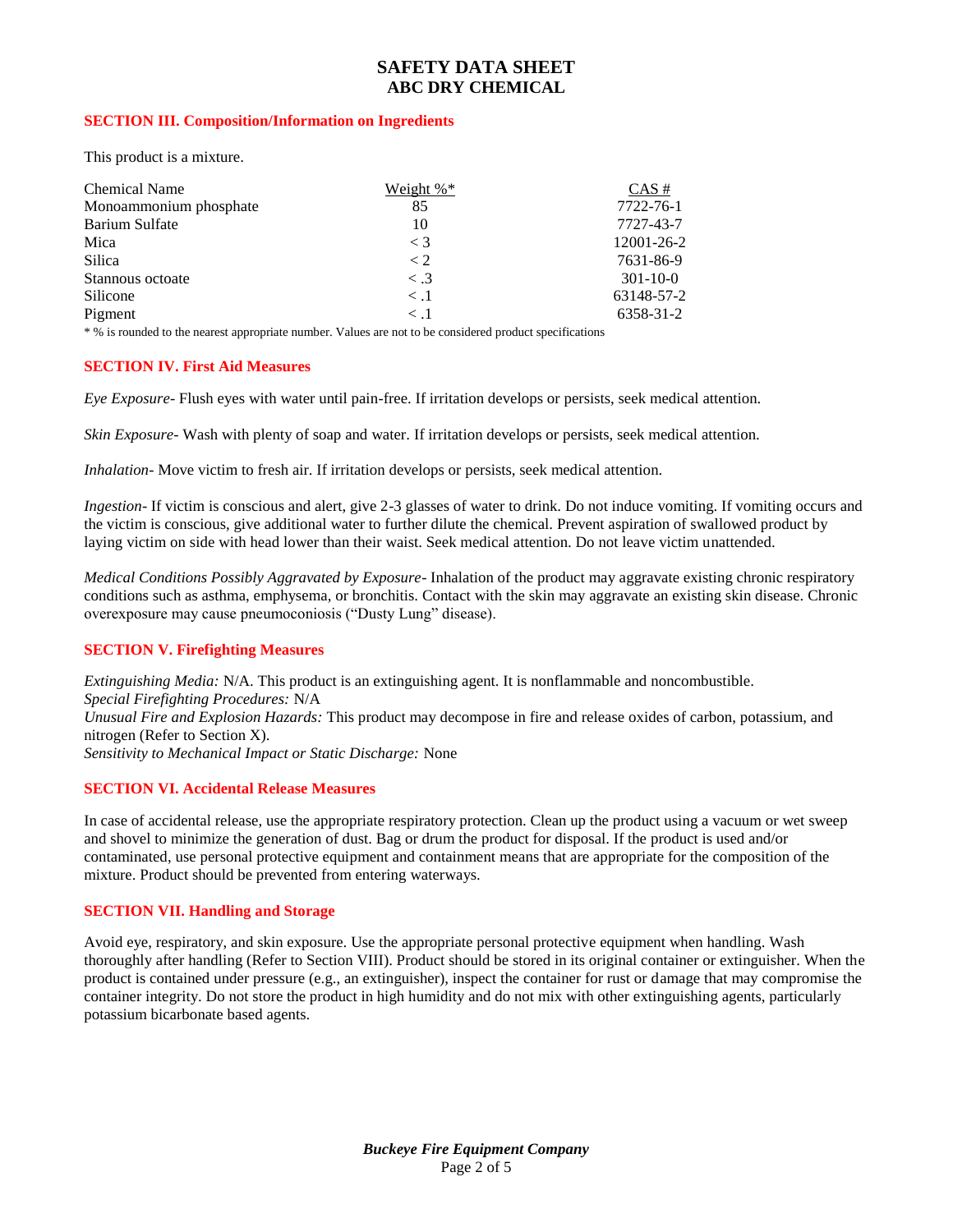## SECTION III. Composition/Information on Ingredients

This product is a mixture.

| Chemical Name | Weight %* | CAS # |
|---|---|---|
| Monoammonium phosphate | 85 | 7722-76-1 |
| Barium Sulfate | 10 | 7727-43-7 |
| Mica | < 3 | 12001-26-2 |
| Silica | < 2 | 7631-86-9 |
| Stannous octoate | < .3 | 301-10-0 |
| Silicone | < .1 | 63148-57-2 |
| Pigment | < .1 | 6358-31-2 |

* % is rounded to the nearest appropriate number. Values are not to be considered product specifications

## SECTION IV. First Aid Measures

*Eye Exposure*- Flush eyes with water until pain-free. If irritation develops or persists, seek medical attention.

*Skin Exposure*- Wash with plenty of soap and water. If irritation develops or persists, seek medical attention.

*Inhalation*- Move victim to fresh air. If irritation develops or persists, seek medical attention.

*Ingestion*- If victim is conscious and alert, give 2-3 glasses of water to drink. Do not induce vomiting. If vomiting occurs and the victim is conscious, give additional water to further dilute the chemical. Prevent aspiration of swallowed product by laying victim on side with head lower than their waist. Seek medical attention. Do not leave victim unattended.

*Medical Conditions Possibly Aggravated by Exposure*- Inhalation of the product may aggravate existing chronic respiratory conditions such as asthma, emphysema, or bronchitis. Contact with the skin may aggravate an existing skin disease. Chronic overexposure may cause pneumoconiosis ("Dusty Lung" disease).

## SECTION V. Firefighting Measures

*Extinguishing Media:* N/A. This product is an extinguishing agent. It is nonflammable and noncombustible.
*Special Firefighting Procedures:* N/A
*Unusual Fire and Explosion Hazards:* This product may decompose in fire and release oxides of carbon, potassium, and nitrogen (Refer to Section X).
*Sensitivity to Mechanical Impact or Static Discharge:* None

## SECTION VI. Accidental Release Measures

In case of accidental release, use the appropriate respiratory protection. Clean up the product using a vacuum or wet sweep and shovel to minimize the generation of dust. Bag or drum the product for disposal. If the product is used and/or contaminated, use personal protective equipment and containment means that are appropriate for the composition of the mixture. Product should be prevented from entering waterways.

## SECTION VII. Handling and Storage

Avoid eye, respiratory, and skin exposure. Use the appropriate personal protective equipment when handling. Wash thoroughly after handling (Refer to Section VIII). Product should be stored in its original container or extinguisher. When the product is contained under pressure (e.g., an extinguisher), inspect the container for rust or damage that may compromise the container integrity. Do not store the product in high humidity and do not mix with other extinguishing agents, particularly potassium bicarbonate based agents.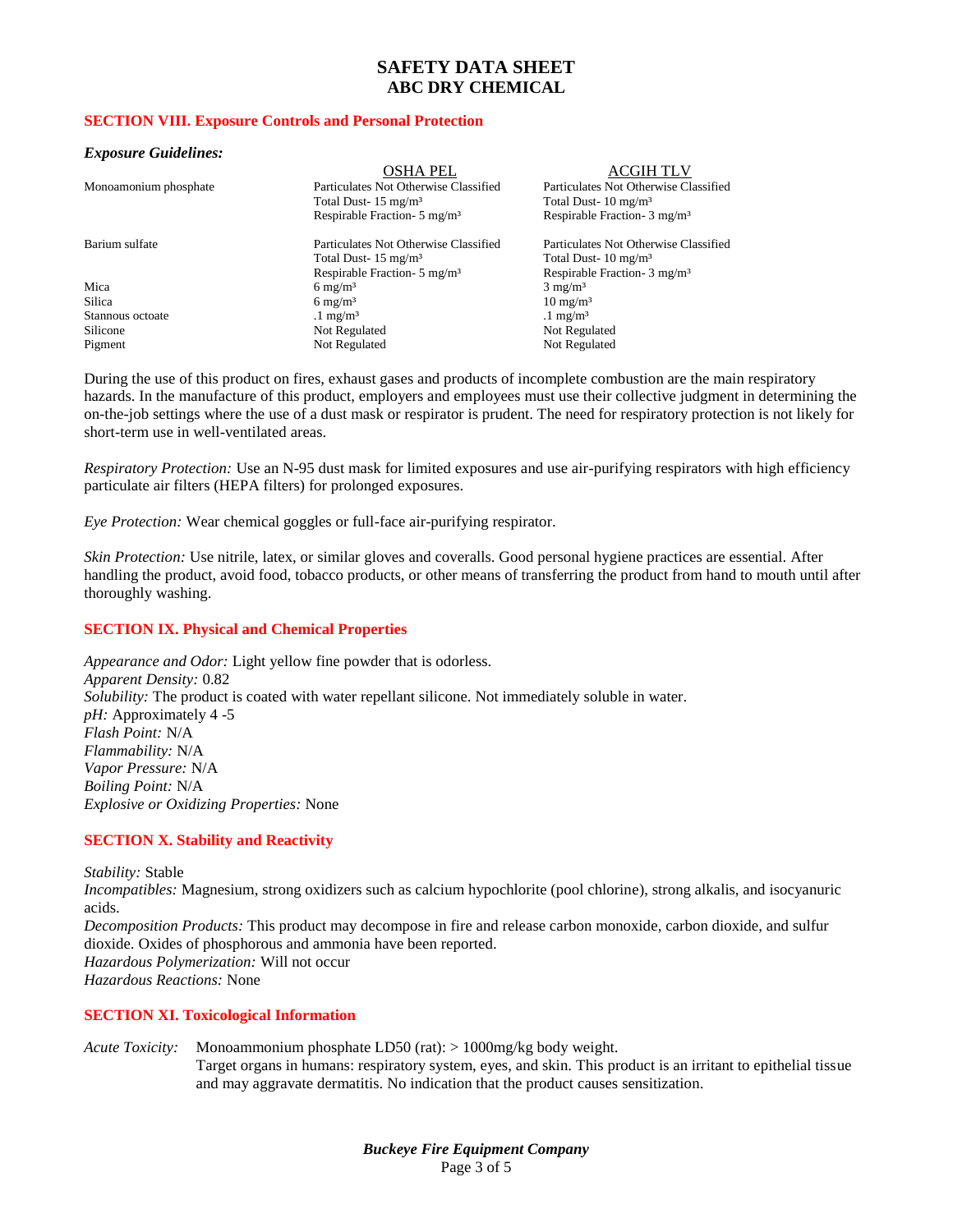# SAFETY DATA SHEET
# ABC DRY CHEMICAL

## SECTION VIII. Exposure Controls and Personal Protection

***Exposure Guidelines:***

| | OSHA PEL | ACGIH TLV |
|---|---|---|
| Monoamonium phosphate | Particulates Not Otherwise Classified<br>Total Dust- 15 mg/m³<br>Respirable Fraction- 5 mg/m³ | Particulates Not Otherwise Classified<br>Total Dust- 10 mg/m³<br>Respirable Fraction- 3 mg/m³ |
| Barium sulfate | Particulates Not Otherwise Classified<br>Total Dust- 15 mg/m³<br>Respirable Fraction- 5 mg/m³ | Particulates Not Otherwise Classified<br>Total Dust- 10 mg/m³<br>Respirable Fraction- 3 mg/m³ |
| Mica | 6 mg/m³ | 3 mg/m³ |
| Silica | 6 mg/m³ | 10 mg/m³ |
| Stannous octoate | .1 mg/m³ | .1 mg/m³ |
| Silicone | Not Regulated | Not Regulated |
| Pigment | Not Regulated | Not Regulated |

During the use of this product on fires, exhaust gases and products of incomplete combustion are the main respiratory hazards. In the manufacture of this product, employers and employees must use their collective judgment in determining the on-the-job settings where the use of a dust mask or respirator is prudent. The need for respiratory protection is not likely for short-term use in well-ventilated areas.

*Respiratory Protection:* Use an N-95 dust mask for limited exposures and use air-purifying respirators with high efficiency particulate air filters (HEPA filters) for prolonged exposures.

*Eye Protection:* Wear chemical goggles or full-face air-purifying respirator.

*Skin Protection:* Use nitrile, latex, or similar gloves and coveralls. Good personal hygiene practices are essential. After handling the product, avoid food, tobacco products, or other means of transferring the product from hand to mouth until after thoroughly washing.

## SECTION IX. Physical and Chemical Properties

*Appearance and Odor:* Light yellow fine powder that is odorless.
*Apparent Density:* 0.82
*Solubility:* The product is coated with water repellant silicone. Not immediately soluble in water.
*pH:* Approximately 4 -5
*Flash Point:* N/A
*Flammability:* N/A
*Vapor Pressure:* N/A
*Boiling Point:* N/A
*Explosive or Oxidizing Properties:* None

## SECTION X. Stability and Reactivity

*Stability:* Stable
*Incompatibles:* Magnesium, strong oxidizers such as calcium hypochlorite (pool chlorine), strong alkalis, and isocyanuric acids.
*Decomposition Products:* This product may decompose in fire and release carbon monoxide, carbon dioxide, and sulfur dioxide. Oxides of phosphorous and ammonia have been reported.
*Hazardous Polymerization:* Will not occur
*Hazardous Reactions:* None

## SECTION XI. Toxicological Information

*Acute Toxicity:* Monoammonium phosphate LD50 (rat): > 1000mg/kg body weight.
Target organs in humans: respiratory system, eyes, and skin. This product is an irritant to epithelial tissue and may aggravate dermatitis. No indication that the product causes sensitization.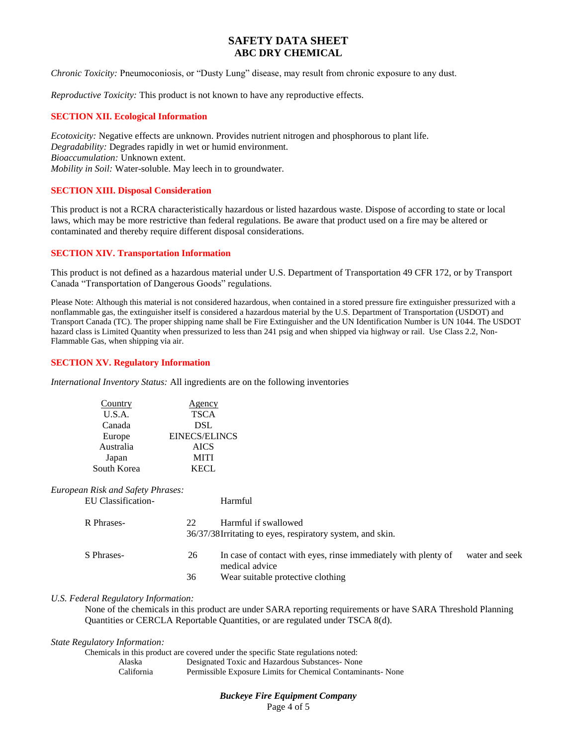*Chronic Toxicity:* Pneumoconiosis, or "Dusty Lung" disease, may result from chronic exposure to any dust.

*Reproductive Toxicity:* This product is not known to have any reproductive effects.

### SECTION XII. Ecological Information

*Ecotoxicity:* Negative effects are unknown. Provides nutrient nitrogen and phosphorous to plant life.
*Degradability:* Degrades rapidly in wet or humid environment.
*Bioaccumulation:* Unknown extent.
*Mobility in Soil:* Water-soluble. May leech in to groundwater.

### SECTION XIII. Disposal Consideration

This product is not a RCRA characteristically hazardous or listed hazardous waste. Dispose of according to state or local laws, which may be more restrictive than federal regulations. Be aware that product used on a fire may be altered or contaminated and thereby require different disposal considerations.

### SECTION XIV. Transportation Information

This product is not defined as a hazardous material under U.S. Department of Transportation 49 CFR 172, or by Transport Canada "Transportation of Dangerous Goods" regulations.

Please Note: Although this material is not considered hazardous, when contained in a stored pressure fire extinguisher pressurized with a nonflammable gas, the extinguisher itself is considered a hazardous material by the U.S. Department of Transportation (USDOT) and Transport Canada (TC). The proper shipping name shall be Fire Extinguisher and the UN Identification Number is UN 1044. The USDOT hazard class is Limited Quantity when pressurized to less than 241 psig and when shipped via highway or rail. Use Class 2.2, Non-Flammable Gas, when shipping via air.

### SECTION XV. Regulatory Information

*International Inventory Status:* All ingredients are on the following inventories

| Country | Agency |
|---|---|
| U.S.A. | TSCA |
| Canada | DSL |
| Europe | EINECS/ELINCS |
| Australia | AICS |
| Japan | MITI |
| South Korea | KECL |

*European Risk and Safety Phrases:*

| | | |
|---|---|---|
| EU Classification- | | Harmful |
| R Phrases- | 22 | Harmful if swallowed |
| | 36/37/38 | Irritating to eyes, respiratory system, and skin. |
| S Phrases- | 26 | In case of contact with eyes, rinse immediately with plenty of water and seek medical advice |
| | 36 | Wear suitable protective clothing |

*U.S. Federal Regulatory Information:*

None of the chemicals in this product are under SARA reporting requirements or have SARA Threshold Planning Quantities or CERCLA Reportable Quantities, or are regulated under TSCA 8(d).

*State Regulatory Information:*

Chemicals in this product are covered under the specific State regulations noted:

| | |
|---|---|
| Alaska | Designated Toxic and Hazardous Substances- None |
| California | Permissible Exposure Limits for Chemical Contaminants- None |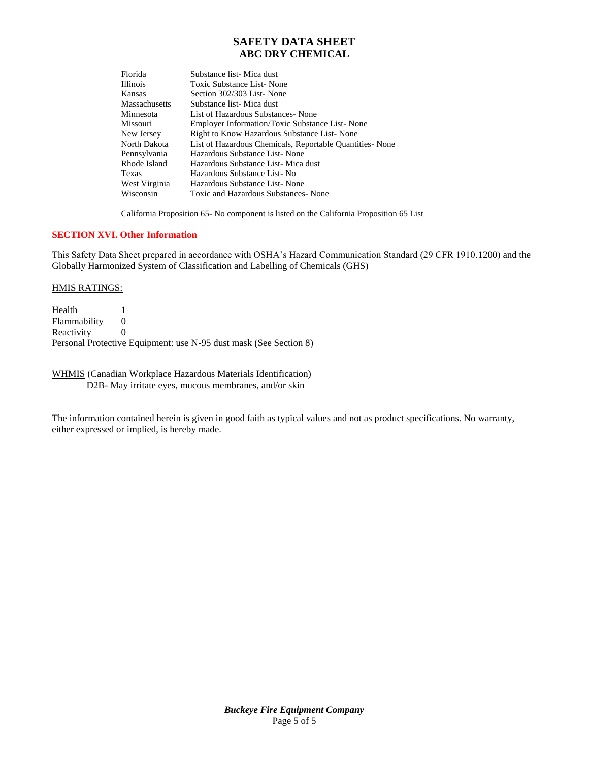| | |
|---|---|
| Florida | Substance list- Mica dust |
| Illinois | Toxic Substance List- None |
| Kansas | Section 302/303 List- None |
| Massachusetts | Substance list- Mica dust |
| Minnesota | List of Hazardous Substances- None |
| Missouri | Employer Information/Toxic Substance List- None |
| New Jersey | Right to Know Hazardous Substance List- None |
| North Dakota | List of Hazardous Chemicals, Reportable Quantities- None |
| Pennsylvania | Hazardous Substance List- None |
| Rhode Island | Hazardous Substance List- Mica dust |
| Texas | Hazardous Substance List- No |
| West Virginia | Hazardous Substance List- None |
| Wisconsin | Toxic and Hazardous Substances- None |

California Proposition 65- No component is listed on the California Proposition 65 List

## SECTION XVI. Other Information

This Safety Data Sheet prepared in accordance with OSHA's Hazard Communication Standard (29 CFR 1910.1200) and the Globally Harmonized System of Classification and Labelling of Chemicals (GHS)

HMIS RATINGS:

| | |
|---|---|
| Health | 1 |
| Flammability | 0 |
| Reactivity | 0 |

Personal Protective Equipment: use N-95 dust mask (See Section 8)

WHMIS (Canadian Workplace Hazardous Materials Identification)

D2B- May irritate eyes, mucous membranes, and/or skin

The information contained herein is given in good faith as typical values and not as product specifications. No warranty, either expressed or implied, is hereby made.